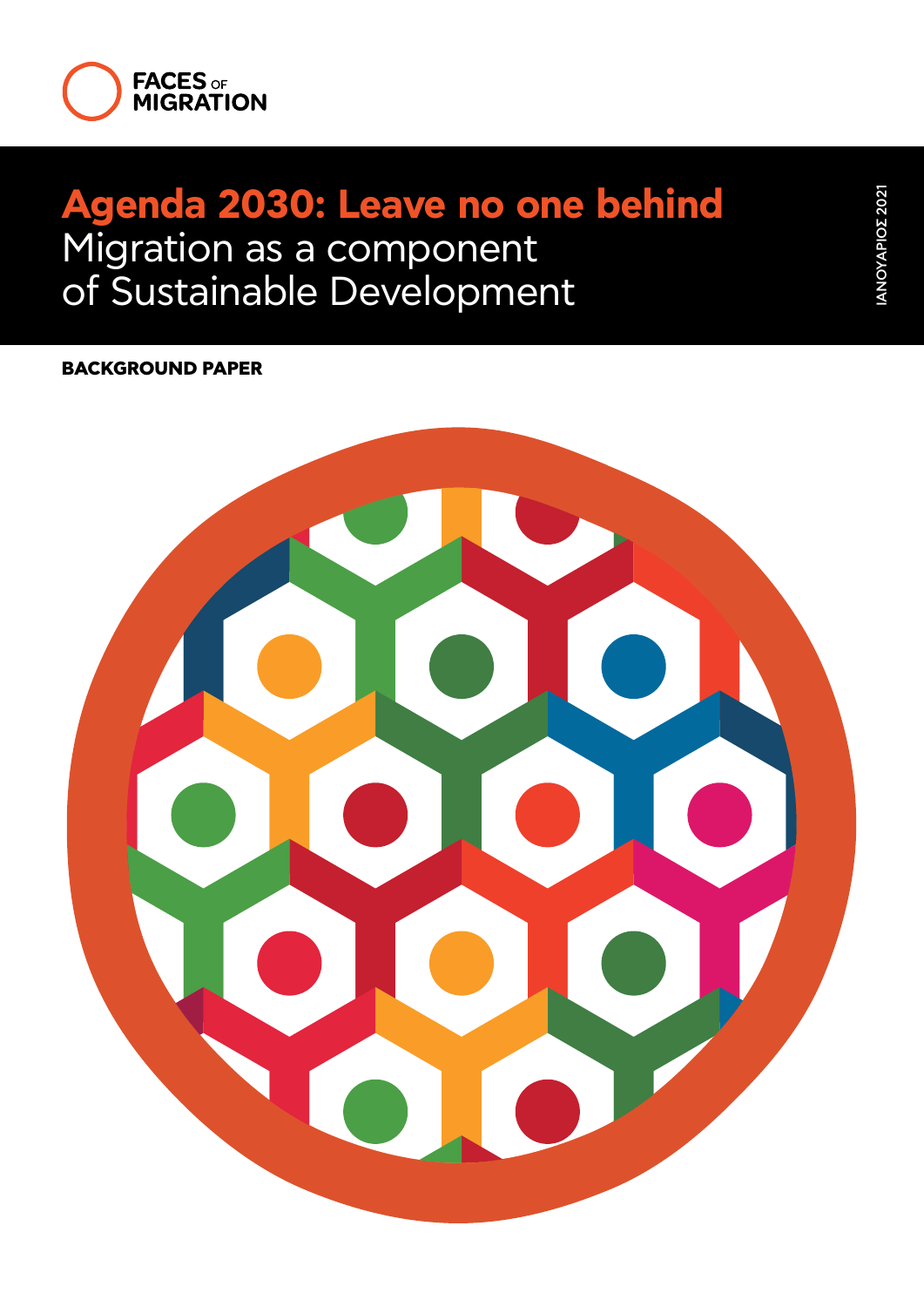FACES OF MIGRATION

# Agenda 2030: Leave no one behind
## Migration as a component of Sustainable Development

ΙΑΝΟΥΑΡΙΟΣ 2021

**BACKGROUND PAPER**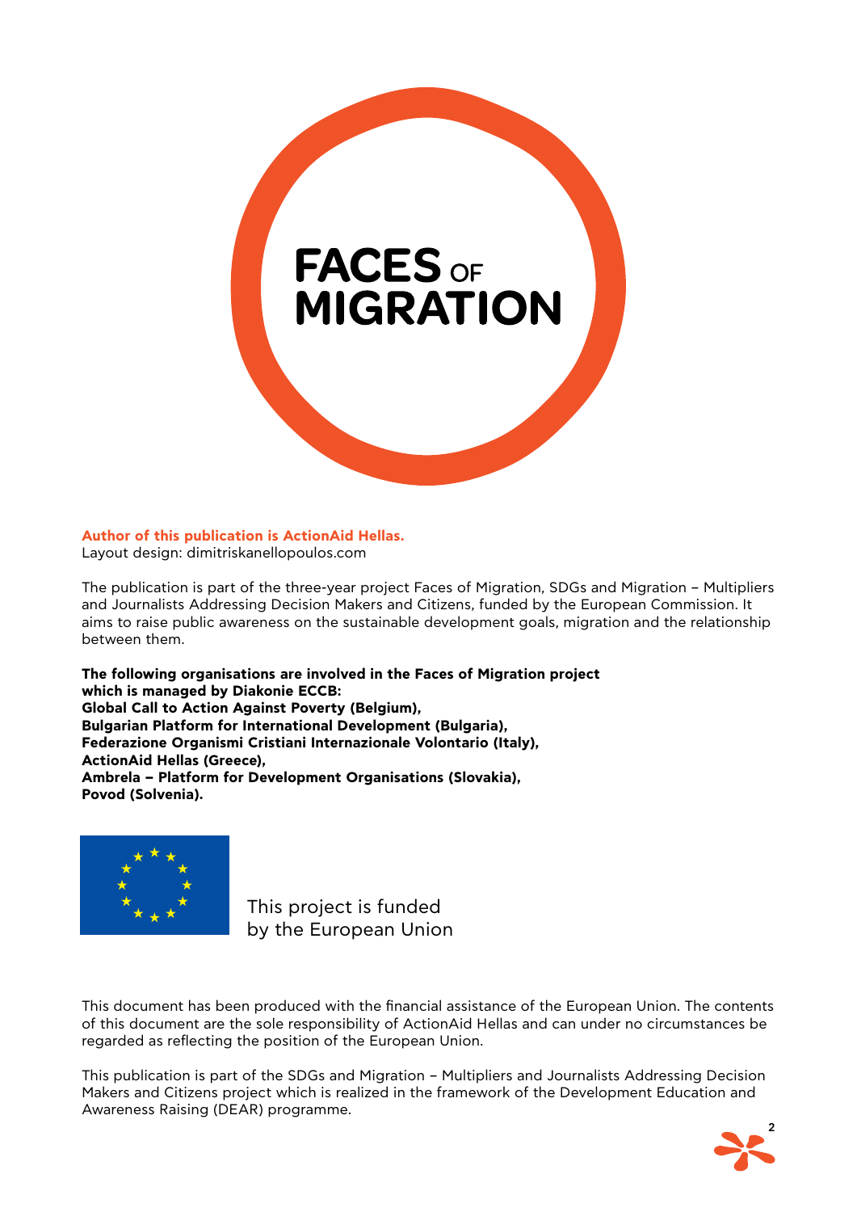# FACES OF MIGRATION

**Author of this publication is ActionAid Hellas.**
Layout design: dimitriskanellopoulos.com

The publication is part of the three-year project Faces of Migration, SDGs and Migration – Multipliers and Journalists Addressing Decision Makers and Citizens, funded by the European Commission. It aims to raise public awareness on the sustainable development goals, migration and the relationship between them.

**The following organisations are involved in the Faces of Migration project which is managed by Diakonie ECCB:**
**Global Call to Action Against Poverty (Belgium),**
**Bulgarian Platform for International Development (Bulgaria),**
**Federazione Organismi Cristiani Internazionale Volontario (Italy),**
**ActionAid Hellas (Greece),**
**Ambrela – Platform for Development Organisations (Slovakia),**
**Povod (Solvenia).**

This project is funded by the European Union

This document has been produced with the financial assistance of the European Union. The contents of this document are the sole responsibility of ActionAid Hellas and can under no circumstances be regarded as reflecting the position of the European Union.

This publication is part of the SDGs and Migration – Multipliers and Journalists Addressing Decision Makers and Citizens project which is realized in the framework of the Development Education and Awareness Raising (DEAR) programme.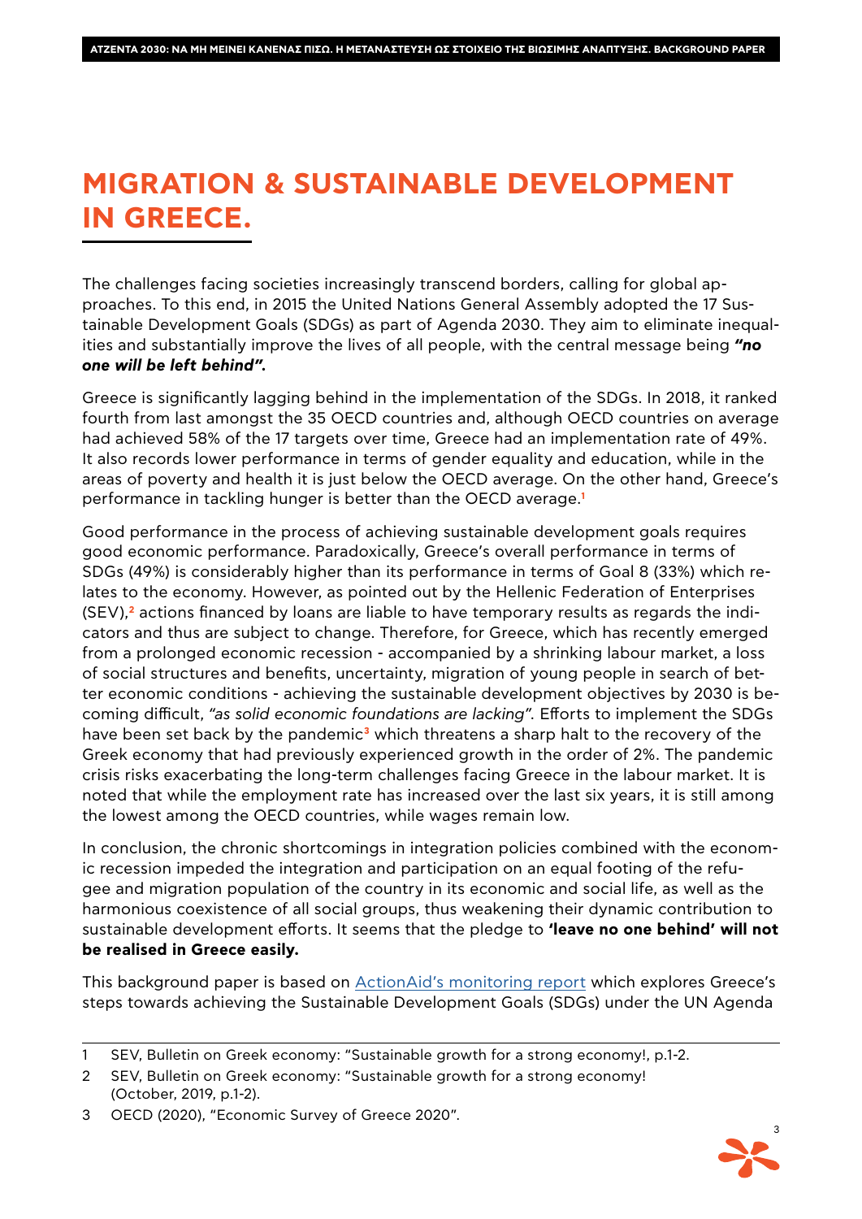# MIGRATION & SUSTAINABLE DEVELOPMENT IN GREECE.

The challenges facing societies increasingly transcend borders, calling for global approaches. To this end, in 2015 the United Nations General Assembly adopted the 17 Sustainable Development Goals (SDGs) as part of Agenda 2030. They aim to eliminate inequalities and substantially improve the lives of all people, with the central message being ***"no one will be left behind"*.**

Greece is significantly lagging behind in the implementation of the SDGs. In 2018, it ranked fourth from last amongst the 35 OECD countries and, although OECD countries on average had achieved 58% of the 17 targets over time, Greece had an implementation rate of 49%. It also records lower performance in terms of gender equality and education, while in the areas of poverty and health it is just below the OECD average. On the other hand, Greece's performance in tackling hunger is better than the OECD average.[1]

Good performance in the process of achieving sustainable development goals requires good economic performance. Paradoxically, Greece's overall performance in terms of SDGs (49%) is considerably higher than its performance in terms of Goal 8 (33%) which relates to the economy. However, as pointed out by the Hellenic Federation of Enterprises (SEV),[2] actions financed by loans are liable to have temporary results as regards the indicators and thus are subject to change. Therefore, for Greece, which has recently emerged from a prolonged economic recession - accompanied by a shrinking labour market, a loss of social structures and benefits, uncertainty, migration of young people in search of better economic conditions - achieving the sustainable development objectives by 2030 is becoming difficult, *"as solid economic foundations are lacking"*. Efforts to implement the SDGs have been set back by the pandemic[3] which threatens a sharp halt to the recovery of the Greek economy that had previously experienced growth in the order of 2%. The pandemic crisis risks exacerbating the long-term challenges facing Greece in the labour market. It is noted that while the employment rate has increased over the last six years, it is still among the lowest among the OECD countries, while wages remain low.

In conclusion, the chronic shortcomings in integration policies combined with the economic recession impeded the integration and participation on an equal footing of the refugee and migration population of the country in its economic and social life, as well as the harmonious coexistence of all social groups, thus weakening their dynamic contribution to sustainable development efforts. It seems that the pledge to **'leave no one behind' will not be realised in Greece easily.**

This background paper is based on ActionAid's monitoring report which explores Greece's steps towards achieving the Sustainable Development Goals (SDGs) under the UN Agenda

---

1 SEV, Bulletin on Greek economy: "Sustainable growth for a strong economy!, p.1-2.

2 SEV, Bulletin on Greek economy: "Sustainable growth for a strong economy! (October, 2019, p.1-2).

3 OECD (2020), "Economic Survey of Greece 2020".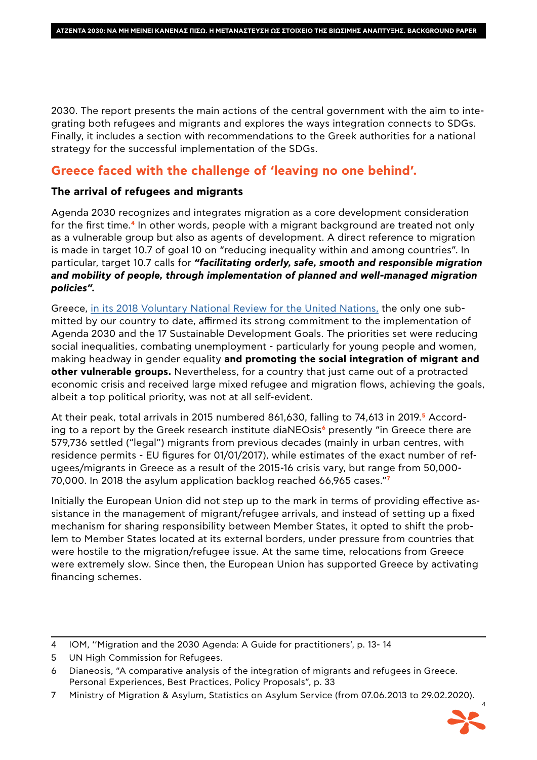2030. The report presents the main actions of the central government with the aim to integrating both refugees and migrants and explores the ways integration connects to SDGs. Finally, it includes a section with recommendations to the Greek authorities for a national strategy for the successful implementation of the SDGs.

## Greece faced with the challenge of 'leaving no one behind'.

### The arrival of refugees and migrants

Agenda 2030 recognizes and integrates migration as a core development consideration for the first time.[4] In other words, people with a migrant background are treated not only as a vulnerable group but also as agents of development. A direct reference to migration is made in target 10.7 of goal 10 on "reducing inequality within and among countries". In particular, target 10.7 calls for ***"facilitating orderly, safe, smooth and responsible migration and mobility of people, through implementation of planned and well-managed migration policies".***

Greece, in its 2018 Voluntary National Review for the United Nations, the only one submitted by our country to date, affirmed its strong commitment to the implementation of Agenda 2030 and the 17 Sustainable Development Goals. The priorities set were reducing social inequalities, combating unemployment - particularly for young people and women, making headway in gender equality **and promoting the social integration of migrant and other vulnerable groups.** Nevertheless, for a country that just came out of a protracted economic crisis and received large mixed refugee and migration flows, achieving the goals, albeit a top political priority, was not at all self-evident.

At their peak, total arrivals in 2015 numbered 861,630, falling to 74,613 in 2019.[5] According to a report by the Greek research institute diaNEOsis[6] presently "in Greece there are 579,736 settled ("legal") migrants from previous decades (mainly in urban centres, with residence permits - EU figures for 01/01/2017), while estimates of the exact number of refugees/migrants in Greece as a result of the 2015-16 crisis vary, but range from 50,000-70,000. In 2018 the asylum application backlog reached 66,965 cases."[7]

Initially the European Union did not step up to the mark in terms of providing effective assistance in the management of migrant/refugee arrivals, and instead of setting up a fixed mechanism for sharing responsibility between Member States, it opted to shift the problem to Member States located at its external borders, under pressure from countries that were hostile to the migration/refugee issue. At the same time, relocations from Greece were extremely slow. Since then, the European Union has supported Greece by activating financing schemes.

---

4 IOM, ''Migration and the 2030 Agenda: A Guide for practitioners', p. 13- 14

5 UN High Commission for Refugees.

6 Dianeosis, "A comparative analysis of the integration of migrants and refugees in Greece. Personal Experiences, Best Practices, Policy Proposals", p. 33

7 Ministry of Migration & Asylum, Statistics on Asylum Service (from 07.06.2013 to 29.02.2020).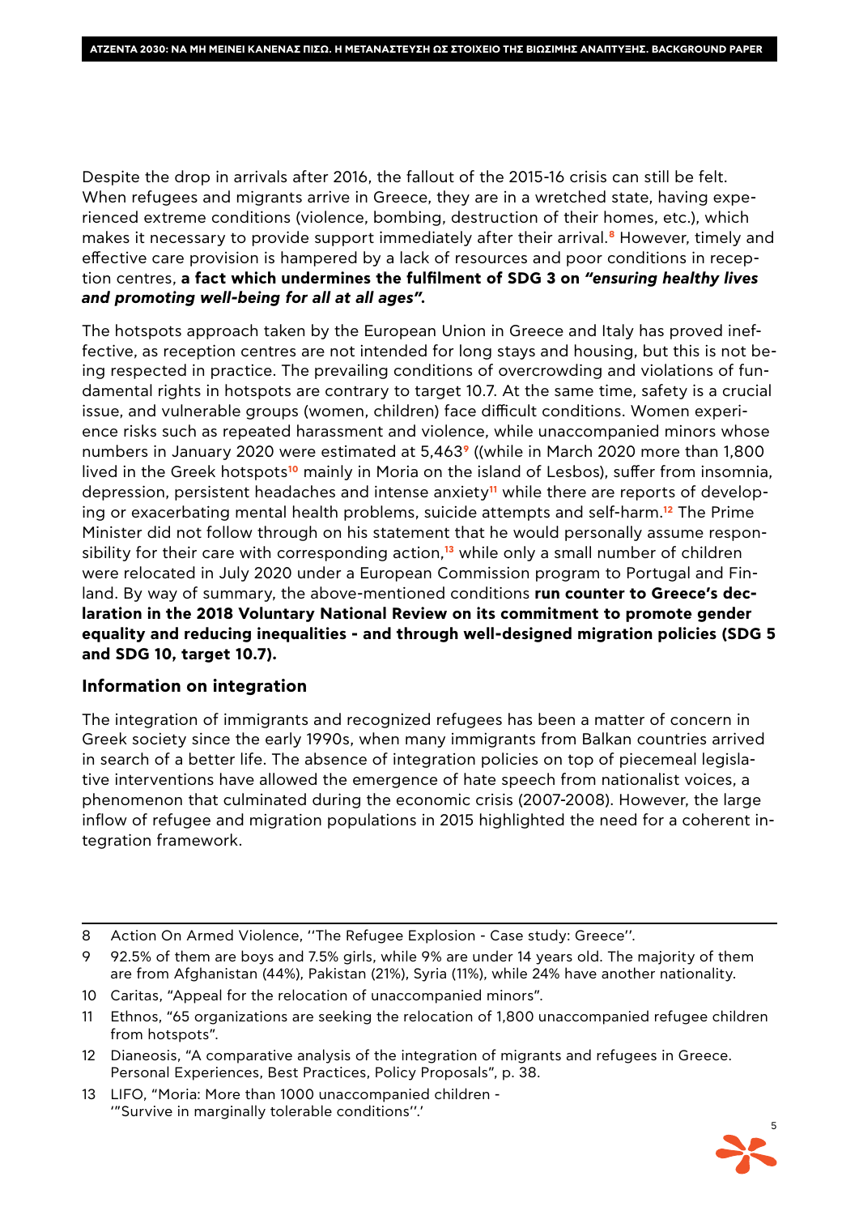Despite the drop in arrivals after 2016, the fallout of the 2015-16 crisis can still be felt. When refugees and migrants arrive in Greece, they are in a wretched state, having experienced extreme conditions (violence, bombing, destruction of their homes, etc.), which makes it necessary to provide support immediately after their arrival.[8] However, timely and effective care provision is hampered by a lack of resources and poor conditions in reception centres, **a fact which undermines the fulfilment of SDG 3 on *"ensuring healthy lives and promoting well-being for all at all ages"*.**

The hotspots approach taken by the European Union in Greece and Italy has proved ineffective, as reception centres are not intended for long stays and housing, but this is not being respected in practice. The prevailing conditions of overcrowding and violations of fundamental rights in hotspots are contrary to target 10.7. At the same time, safety is a crucial issue, and vulnerable groups (women, children) face difficult conditions. Women experience risks such as repeated harassment and violence, while unaccompanied minors whose numbers in January 2020 were estimated at 5,463[9] ((while in March 2020 more than 1,800 lived in the Greek hotspots[10] mainly in Moria on the island of Lesbos), suffer from insomnia, depression, persistent headaches and intense anxiety[11] while there are reports of developing or exacerbating mental health problems, suicide attempts and self-harm.[12] The Prime Minister did not follow through on his statement that he would personally assume responsibility for their care with corresponding action,[13] while only a small number of children were relocated in July 2020 under a European Commission program to Portugal and Finland. By way of summary, the above-mentioned conditions **run counter to Greece's declaration in the 2018 Voluntary National Review on its commitment to promote gender equality and reducing inequalities - and through well-designed migration policies (SDG 5 and SDG 10, target 10.7).**

## Information on integration

The integration of immigrants and recognized refugees has been a matter of concern in Greek society since the early 1990s, when many immigrants from Balkan countries arrived in search of a better life. The absence of integration policies on top of piecemeal legislative interventions have allowed the emergence of hate speech from nationalist voices, a phenomenon that culminated during the economic crisis (2007-2008). However, the large inflow of refugee and migration populations in 2015 highlighted the need for a coherent integration framework.

---

8 Action On Armed Violence, ''The Refugee Explosion - Case study: Greece''.

9 92.5% of them are boys and 7.5% girls, while 9% are under 14 years old. The majority of them are from Afghanistan (44%), Pakistan (21%), Syria (11%), while 24% have another nationality.

10 Caritas, "Appeal for the relocation of unaccompanied minors".

11 Ethnos, "65 organizations are seeking the relocation of 1,800 unaccompanied refugee children from hotspots".

12 Dianeosis, "A comparative analysis of the integration of migrants and refugees in Greece. Personal Experiences, Best Practices, Policy Proposals", p. 38.

13 LIFO, "Moria: More than 1000 unaccompanied children - '"Survive in marginally tolerable conditions''.'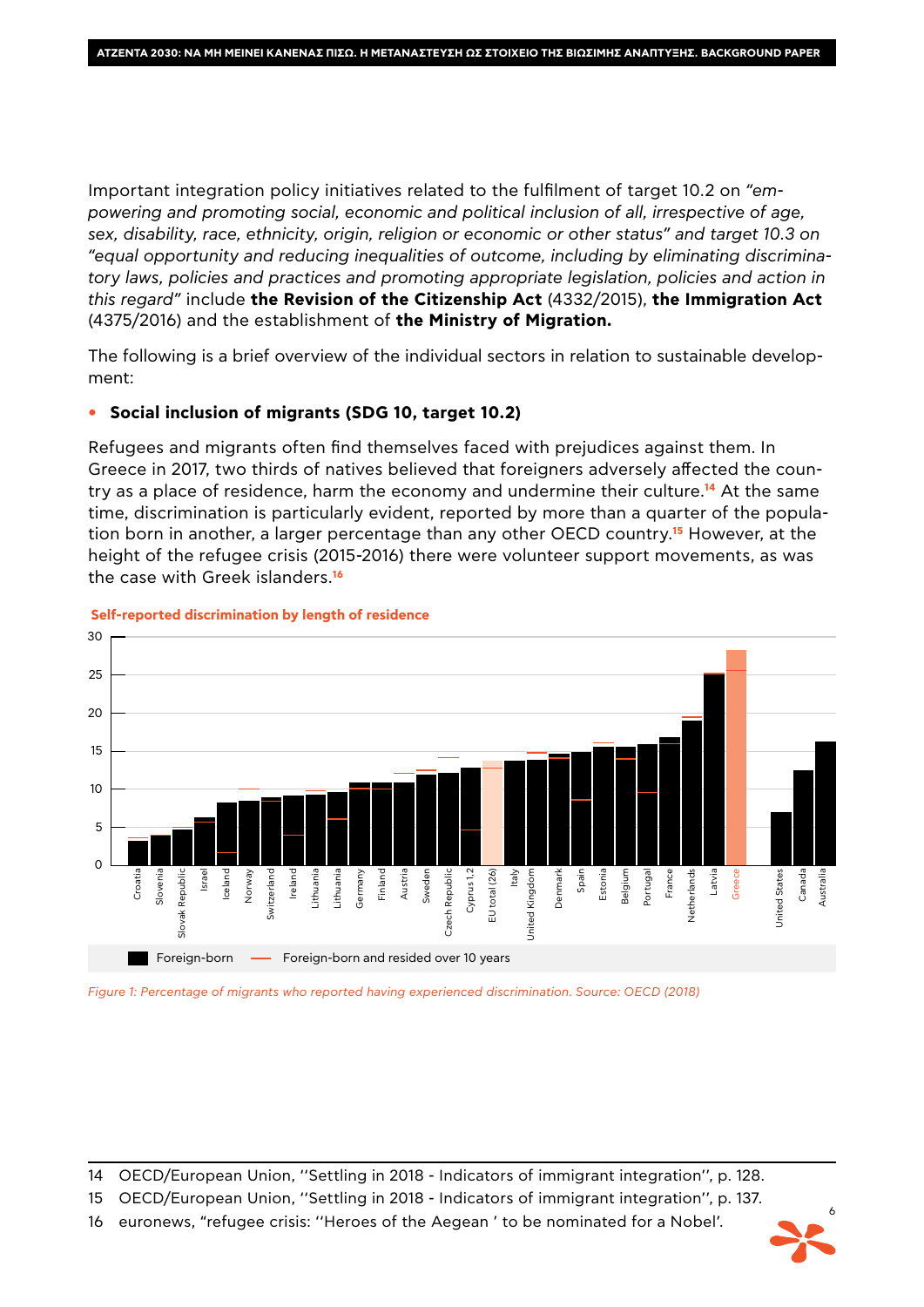Important integration policy initiatives related to the fulfilment of target 10.2 on *"empowering and promoting social, economic and political inclusion of all, irrespective of age, sex, disability, race, ethnicity, origin, religion or economic or other status"* and target 10.3 on *"equal opportunity and reducing inequalities of outcome, including by eliminating discriminatory laws, policies and practices and promoting appropriate legislation, policies and action in this regard"* include **the Revision of the Citizenship Act** (4332/2015), **the Immigration Act** (4375/2016) and the establishment of **the Ministry of Migration.**

The following is a brief overview of the individual sectors in relation to sustainable development:

- **Social inclusion of migrants (SDG 10, target 10.2)**

Refugees and migrants often find themselves faced with prejudices against them. In Greece in 2017, two thirds of natives believed that foreigners adversely affected the country as a place of residence, harm the economy and undermine their culture.[14] At the same time, discrimination is particularly evident, reported by more than a quarter of the population born in another, a larger percentage than any other OECD country.[15] However, at the height of the refugee crisis (2015-2016) there were volunteer support movements, as was the case with Greek islanders.[16]

**Self-reported discrimination by length of residence**

Countries shown (left to right): Croatia, Slovenia, Slovak Republic, Israel, Iceland, Norway, Switzerland, Ireland, Lithuania, Lithuania, Germany, Finland, Austria, Sweden, Czech Republic, Cyprus 1,2, EU total (26), Italy, United Kingdom, Denmark, Spain, Estonia, Belgium, Portugal, France, Netherlands, Latvia, Greece, United States, Canada, Australia

Legend: Foreign-born; Foreign-born and resided over 10 years

*Figure 1: Percentage of migrants who reported having experienced discrimination. Source: OECD (2018)*

14 OECD/European Union, ''Settling in 2018 - Indicators of immigrant integration'', p. 128.

15 OECD/European Union, ''Settling in 2018 - Indicators of immigrant integration'', p. 137.

16 euronews, "refugee crisis: ''Heroes of the Aegean ' to be nominated for a Nobel'.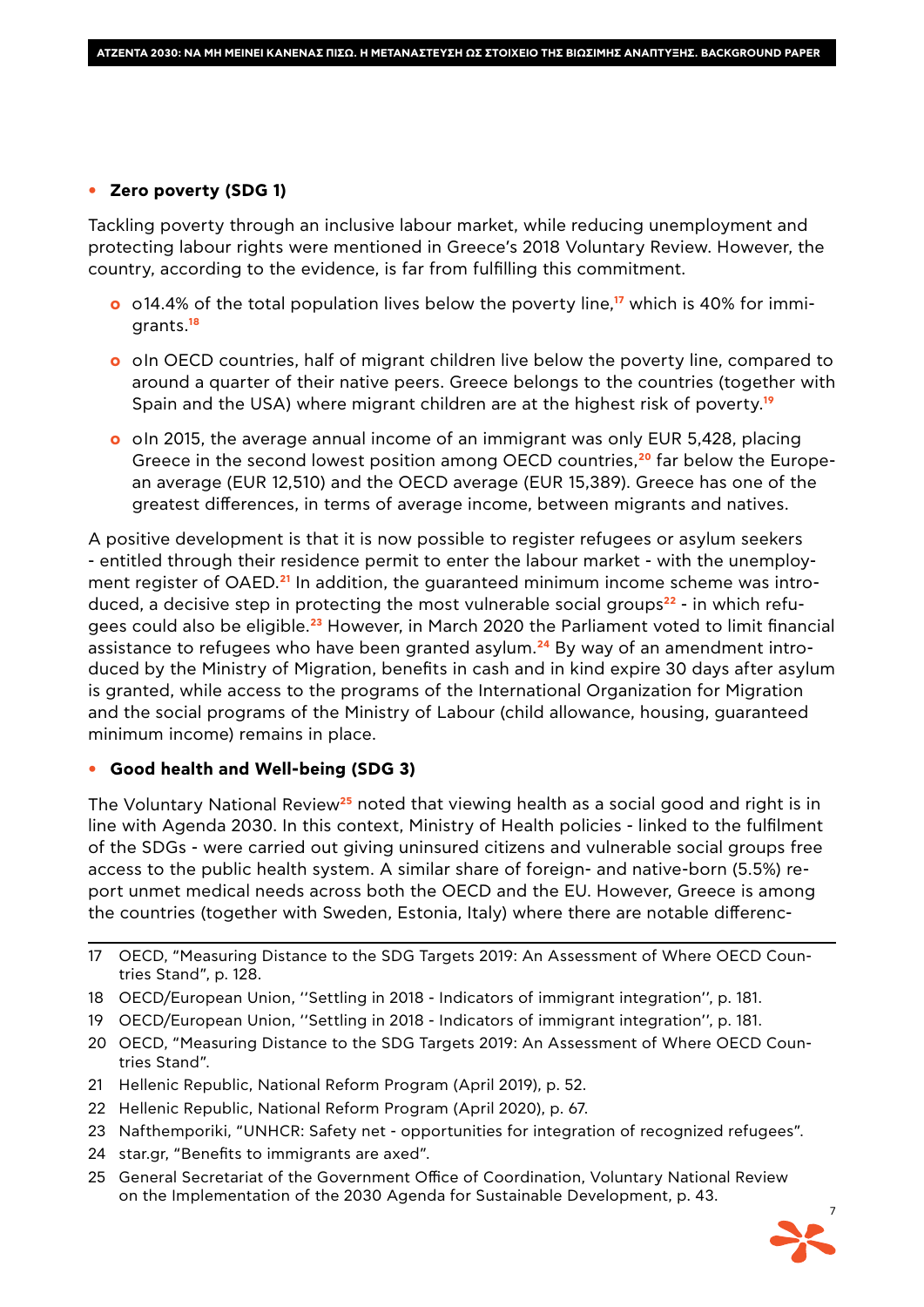- **Zero poverty (SDG 1)**

Tackling poverty through an inclusive labour market, while reducing unemployment and protecting labour rights were mentioned in Greece's 2018 Voluntary Review. However, the country, according to the evidence, is far from fulfilling this commitment.

- o14.4% of the total population lives below the poverty line,[17] which is 40% for immigrants.[18]
- oIn OECD countries, half of migrant children live below the poverty line, compared to around a quarter of their native peers. Greece belongs to the countries (together with Spain and the USA) where migrant children are at the highest risk of poverty.[19]
- oIn 2015, the average annual income of an immigrant was only EUR 5,428, placing Greece in the second lowest position among OECD countries,[20] far below the European average (EUR 12,510) and the OECD average (EUR 15,389). Greece has one of the greatest differences, in terms of average income, between migrants and natives.

A positive development is that it is now possible to register refugees or asylum seekers - entitled through their residence permit to enter the labour market - with the unemployment register of OAED.[21] In addition, the guaranteed minimum income scheme was introduced, a decisive step in protecting the most vulnerable social groups[22] - in which refugees could also be eligible.[23] However, in March 2020 the Parliament voted to limit financial assistance to refugees who have been granted asylum.[24] By way of an amendment introduced by the Ministry of Migration, benefits in cash and in kind expire 30 days after asylum is granted, while access to the programs of the International Organization for Migration and the social programs of the Ministry of Labour (child allowance, housing, guaranteed minimum income) remains in place.

- **Good health and Well-being (SDG 3)**

The Voluntary National Review[25] noted that viewing health as a social good and right is in line with Agenda 2030. In this context, Ministry of Health policies - linked to the fulfilment of the SDGs - were carried out giving uninsured citizens and vulnerable social groups free access to the public health system. A similar share of foreign- and native-born (5.5%) report unmet medical needs across both the OECD and the EU. However, Greece is among the countries (together with Sweden, Estonia, Italy) where there are notable differenc-

---

17 OECD, "Measuring Distance to the SDG Targets 2019: An Assessment of Where OECD Countries Stand", p. 128.

18 OECD/European Union, ''Settling in 2018 - Indicators of immigrant integration'', p. 181.

19 OECD/European Union, ''Settling in 2018 - Indicators of immigrant integration'', p. 181.

20 OECD, "Measuring Distance to the SDG Targets 2019: An Assessment of Where OECD Countries Stand".

21 Hellenic Republic, National Reform Program (April 2019), p. 52.

22 Hellenic Republic, National Reform Program (April 2020), p. 67.

23 Nafthemporiki, "UNHCR: Safety net - opportunities for integration of recognized refugees".

24 star.gr, "Benefits to immigrants are axed".

25 General Secretariat of the Government Office of Coordination, Voluntary National Review on the Implementation of the 2030 Agenda for Sustainable Development, p. 43.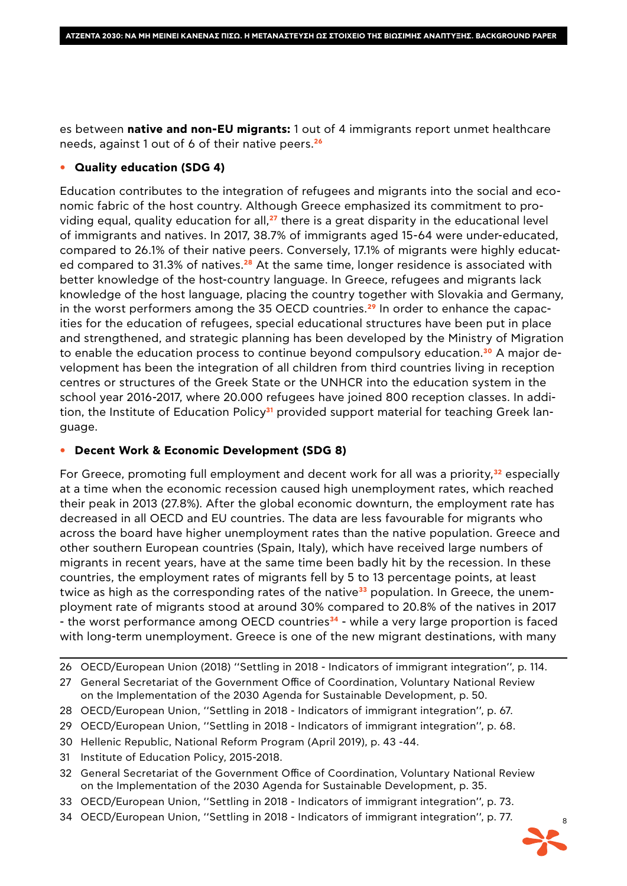es between **native and non-EU migrants:** 1 out of 4 immigrants report unmet healthcare needs, against 1 out of 6 of their native peers.[26]

- **Quality education (SDG 4)**

Education contributes to the integration of refugees and migrants into the social and economic fabric of the host country. Although Greece emphasized its commitment to providing equal, quality education for all,[27] there is a great disparity in the educational level of immigrants and natives. In 2017, 38.7% of immigrants aged 15-64 were under-educated, compared to 26.1% of their native peers. Conversely, 17.1% of migrants were highly educated compared to 31.3% of natives.[28] At the same time, longer residence is associated with better knowledge of the host-country language. In Greece, refugees and migrants lack knowledge of the host language, placing the country together with Slovakia and Germany, in the worst performers among the 35 OECD countries.[29] In order to enhance the capacities for the education of refugees, special educational structures have been put in place and strengthened, and strategic planning has been developed by the Ministry of Migration to enable the education process to continue beyond compulsory education.[30] A major development has been the integration of all children from third countries living in reception centres or structures of the Greek State or the UNHCR into the education system in the school year 2016-2017, where 20.000 refugees have joined 800 reception classes. In addition, the Institute of Education Policy[31] provided support material for teaching Greek language.

- **Decent Work & Economic Development (SDG 8)**

For Greece, promoting full employment and decent work for all was a priority,[32] especially at a time when the economic recession caused high unemployment rates, which reached their peak in 2013 (27.8%). After the global economic downturn, the employment rate has decreased in all OECD and EU countries. The data are less favourable for migrants who across the board have higher unemployment rates than the native population. Greece and other southern European countries (Spain, Italy), which have received large numbers of migrants in recent years, have at the same time been badly hit by the recession. In these countries, the employment rates of migrants fell by 5 to 13 percentage points, at least twice as high as the corresponding rates of the native[33] population. In Greece, the unemployment rate of migrants stood at around 30% compared to 20.8% of the natives in 2017 - the worst performance among OECD countries[34] - while a very large proportion is faced with long-term unemployment. Greece is one of the new migrant destinations, with many

---

26 OECD/European Union (2018) ''Settling in 2018 - Indicators of immigrant integration'', p. 114.

27 General Secretariat of the Government Office of Coordination, Voluntary National Review on the Implementation of the 2030 Agenda for Sustainable Development, p. 50.

28 OECD/European Union, ''Settling in 2018 - Indicators of immigrant integration'', p. 67.

29 OECD/European Union, ''Settling in 2018 - Indicators of immigrant integration'', p. 68.

30 Hellenic Republic, National Reform Program (April 2019), p. 43 -44.

31 Institute of Education Policy, 2015-2018.

32 General Secretariat of the Government Office of Coordination, Voluntary National Review on the Implementation of the 2030 Agenda for Sustainable Development, p. 35.

33 OECD/European Union, ''Settling in 2018 - Indicators of immigrant integration'', p. 73.

34 OECD/European Union, ''Settling in 2018 - Indicators of immigrant integration'', p. 77.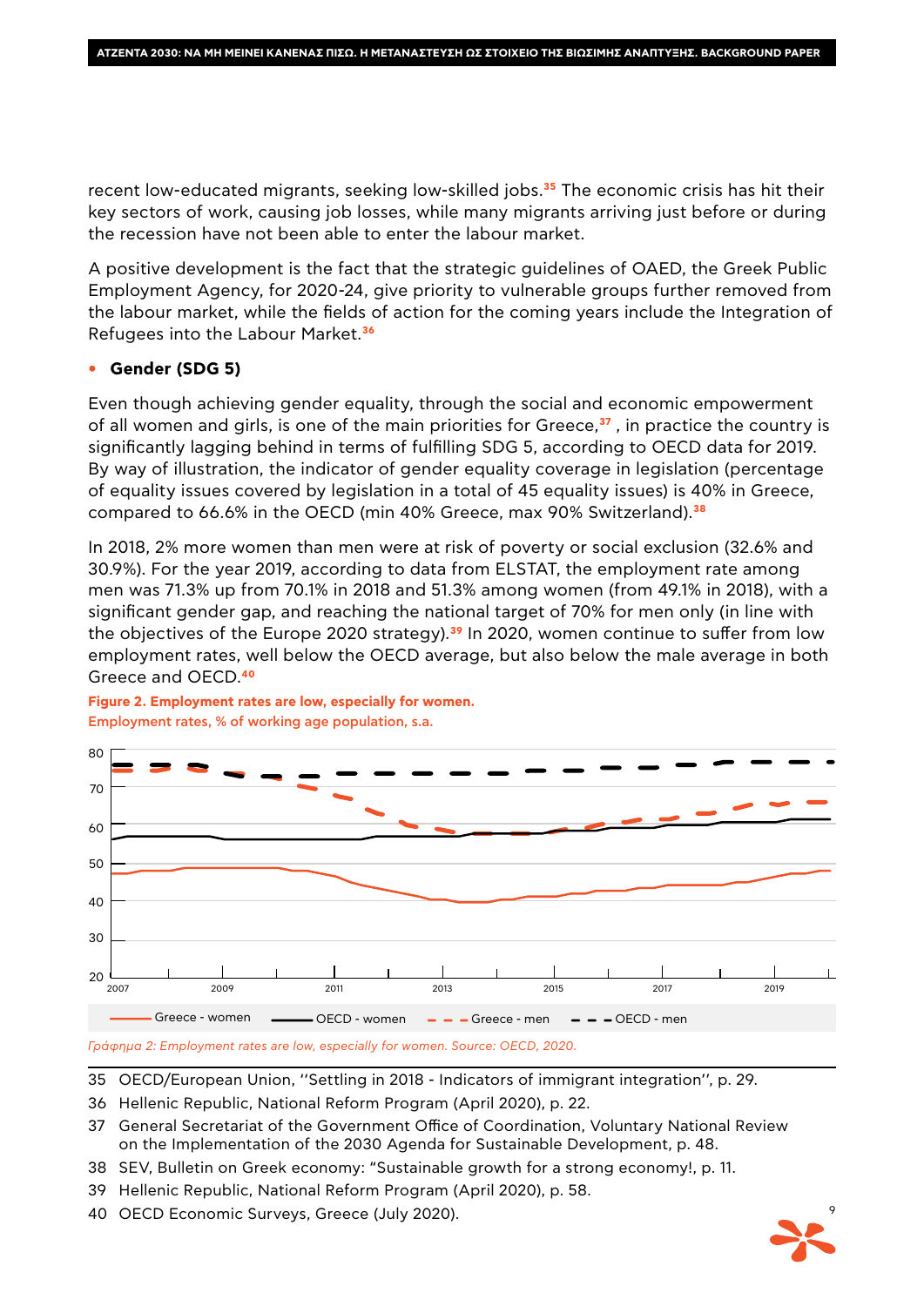recent low-educated migrants, seeking low-skilled jobs.[35] The economic crisis has hit their key sectors of work, causing job losses, while many migrants arriving just before or during the recession have not been able to enter the labour market.

A positive development is the fact that the strategic guidelines of OAED, the Greek Public Employment Agency, for 2020-24, give priority to vulnerable groups further removed from the labour market, while the fields of action for the coming years include the Integration of Refugees into the Labour Market.[36]

- **Gender (SDG 5)**

Even though achieving gender equality, through the social and economic empowerment of all women and girls, is one of the main priorities for Greece,[37] , in practice the country is significantly lagging behind in terms of fulfilling SDG 5, according to OECD data for 2019. By way of illustration, the indicator of gender equality coverage in legislation (percentage of equality issues covered by legislation in a total of 45 equality issues) is 40% in Greece, compared to 66.6% in the OECD (min 40% Greece, max 90% Switzerland).[38]

In 2018, 2% more women than men were at risk of poverty or social exclusion (32.6% and 30.9%). For the year 2019, according to data from ELSTAT, the employment rate among men was 71.3% up from 70.1% in 2018 and 51.3% among women (from 49.1% in 2018), with a significant gender gap, and reaching the national target of 70% for men only (in line with the objectives of the Europe 2020 strategy).[39] In 2020, women continue to suffer from low employment rates, well below the OECD average, but also below the male average in both Greece and OECD.[40]

**Figure 2. Employment rates are low, especially for women.**
Employment rates, % of working age population, s.a.

*Γράφημα 2: Employment rates are low, especially for women. Source: OECD, 2020.*

35 OECD/European Union, ''Settling in 2018 - Indicators of immigrant integration'', p. 29.
36 Hellenic Republic, National Reform Program (April 2020), p. 22.
37 General Secretariat of the Government Office of Coordination, Voluntary National Review on the Implementation of the 2030 Agenda for Sustainable Development, p. 48.
38 SEV, Bulletin on Greek economy: "Sustainable growth for a strong economy!, p. 11.
39 Hellenic Republic, National Reform Program (April 2020), p. 58.
40 OECD Economic Surveys, Greece (July 2020).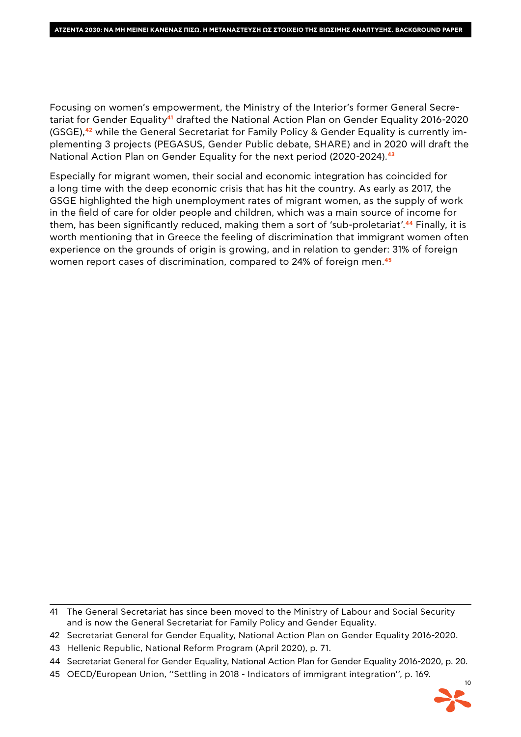Focusing on women's empowerment, the Ministry of the Interior's former General Secretariat for Gender Equality[41] drafted the National Action Plan on Gender Equality 2016-2020 (GSGE),[42] while the General Secretariat for Family Policy & Gender Equality is currently implementing 3 projects (PEGASUS, Gender Public debate, SHARE) and in 2020 will draft the National Action Plan on Gender Equality for the next period (2020-2024).[43]

Especially for migrant women, their social and economic integration has coincided for a long time with the deep economic crisis that has hit the country. As early as 2017, the GSGE highlighted the high unemployment rates of migrant women, as the supply of work in the field of care for older people and children, which was a main source of income for them, has been significantly reduced, making them a sort of 'sub-proletariat'.[44] Finally, it is worth mentioning that in Greece the feeling of discrimination that immigrant women often experience on the grounds of origin is growing, and in relation to gender: 31% of foreign women report cases of discrimination, compared to 24% of foreign men.[45]

---

41 The General Secretariat has since been moved to the Ministry of Labour and Social Security and is now the General Secretariat for Family Policy and Gender Equality.

42 Secretariat General for Gender Equality, National Action Plan on Gender Equality 2016-2020.

43 Hellenic Republic, National Reform Program (April 2020), p. 71.

44 Secretariat General for Gender Equality, National Action Plan for Gender Equality 2016-2020, p. 20.

45 OECD/European Union, ''Settling in 2018 - Indicators of immigrant integration'', p. 169.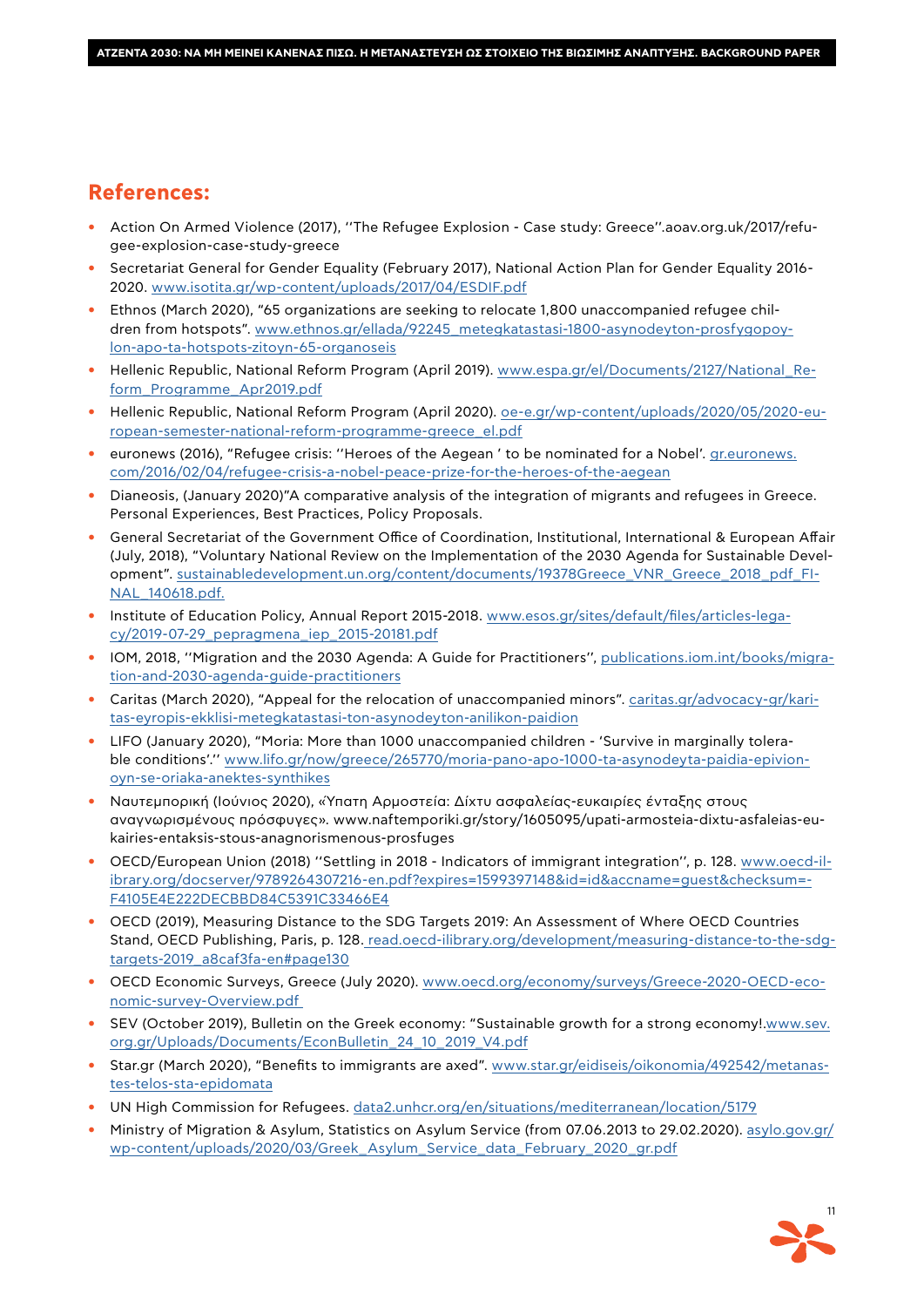## References:

- Action On Armed Violence (2017), ''The Refugee Explosion - Case study: Greece''.aoav.org.uk/2017/refugee-explosion-case-study-greece
- Secretariat General for Gender Equality (February 2017), National Action Plan for Gender Equality 2016-2020. www.isotita.gr/wp-content/uploads/2017/04/ESDIF.pdf
- Ethnos (March 2020), "65 organizations are seeking to relocate 1,800 unaccompanied refugee children from hotspots". www.ethnos.gr/ellada/92245_metegkatastasi-1800-asynodeyton-prosfygopoylon-apo-ta-hotspots-zitoyn-65-organoseis
- Hellenic Republic, National Reform Program (April 2019). www.espa.gr/el/Documents/2127/National_Reform_Programme_Apr2019.pdf
- Hellenic Republic, National Reform Program (April 2020). oe-e.gr/wp-content/uploads/2020/05/2020-european-semester-national-reform-programme-greece_el.pdf
- euronews (2016), "Refugee crisis: ''Heroes of the Aegean ' to be nominated for a Nobel'. gr.euronews.com/2016/02/04/refugee-crisis-a-nobel-peace-prize-for-the-heroes-of-the-aegean
- Dianeosis, (January 2020)"A comparative analysis of the integration of migrants and refugees in Greece. Personal Experiences, Best Practices, Policy Proposals.
- General Secretariat of the Government Office of Coordination, Institutional, International & European Affair (July, 2018), "Voluntary National Review on the Implementation of the 2030 Agenda for Sustainable Development". sustainabledevelopment.un.org/content/documents/19378Greece_VNR_Greece_2018_pdf_FINAL_140618.pdf.
- Institute of Education Policy, Annual Report 2015-2018. www.esos.gr/sites/default/files/articles-legacy/2019-07-29_pepragmena_iep_2015-20181.pdf
- IOM, 2018, ''Migration and the 2030 Agenda: A Guide for Practitioners'', publications.iom.int/books/migration-and-2030-agenda-guide-practitioners
- Caritas (March 2020), "Appeal for the relocation of unaccompanied minors". caritas.gr/advocacy-gr/karitas-eyropis-ekklisi-metegkatastasi-ton-asynodeyton-anilikon-paidion
- LIFO (January 2020), "Moria: More than 1000 unaccompanied children - 'Survive in marginally tolerable conditions'.'' www.lifo.gr/now/greece/265770/moria-pano-apo-1000-ta-asynodeyta-paidia-epivionoyn-se-oriaka-anektes-synthikes
- Ναυτεμπορική (Ιούνιος 2020), «Ύπατη Αρμοστεία: Δίχτυ ασφαλείας-ευκαιρίες ένταξης στους αναγνωρισμένους πρόσφυγες». www.naftemporiki.gr/story/1605095/upati-armosteia-dixtu-asfaleias-eukairies-entaksis-stous-anagnorismenous-prosfuges
- OECD/European Union (2018) ''Settling in 2018 - Indicators of immigrant integration'', p. 128. www.oecd-ilibrary.org/docserver/9789264307216-en.pdf?expires=1599397148&id=id&accname=guest&checksum=F4105E4E222DECBBD84C5391C33466E4
- OECD (2019), Measuring Distance to the SDG Targets 2019: An Assessment of Where OECD Countries Stand, OECD Publishing, Paris, p. 128. read.oecd-ilibrary.org/development/measuring-distance-to-the-sdg-targets-2019_a8caf3fa-en#page130
- OECD Economic Surveys, Greece (July 2020). www.oecd.org/economy/surveys/Greece-2020-OECD-economic-survey-Overview.pdf
- SEV (October 2019), Bulletin on the Greek economy: "Sustainable growth for a strong economy!.www.sev.org.gr/Uploads/Documents/EconBulletin_24_10_2019_V4.pdf
- Star.gr (March 2020), "Benefits to immigrants are axed". www.star.gr/eidiseis/oikonomia/492542/metanastes-telos-sta-epidomata
- UN High Commission for Refugees. data2.unhcr.org/en/situations/mediterranean/location/5179
- Ministry of Migration & Asylum, Statistics on Asylum Service (from 07.06.2013 to 29.02.2020). asylo.gov.gr/wp-content/uploads/2020/03/Greek_Asylum_Service_data_February_2020_gr.pdf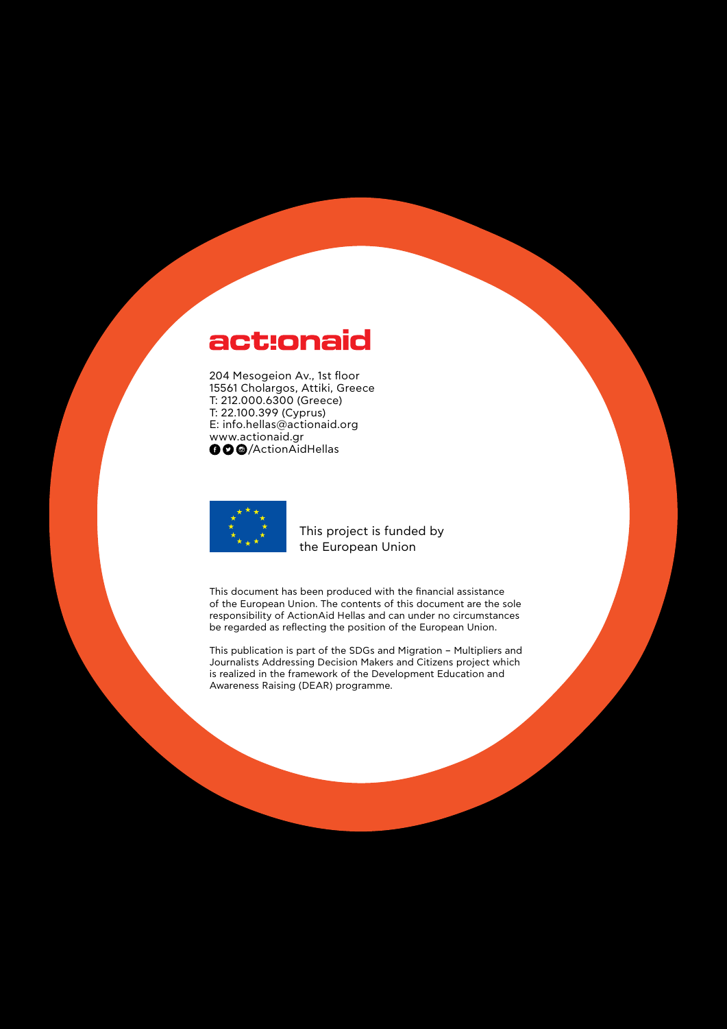actionaid

204 Mesogeion Av., 1st floor
15561 Cholargos, Attiki, Greece
T: 212.000.6300 (Greece)
T: 22.100.399 (Cyprus)
E: info.hellas@actionaid.org
www.actionaid.gr
/ActionAidHellas

This project is funded by the European Union

This document has been produced with the financial assistance of the European Union. The contents of this document are the sole responsibility of ActionAid Hellas and can under no circumstances be regarded as reflecting the position of the European Union.

This publication is part of the SDGs and Migration – Multipliers and Journalists Addressing Decision Makers and Citizens project which is realized in the framework of the Development Education and Awareness Raising (DEAR) programme.